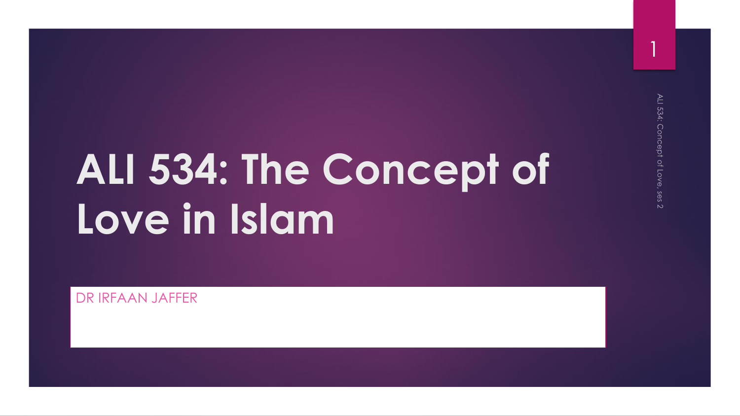# ALI 534: The Concept of Love in Islam

DR IRFAAN JAFFER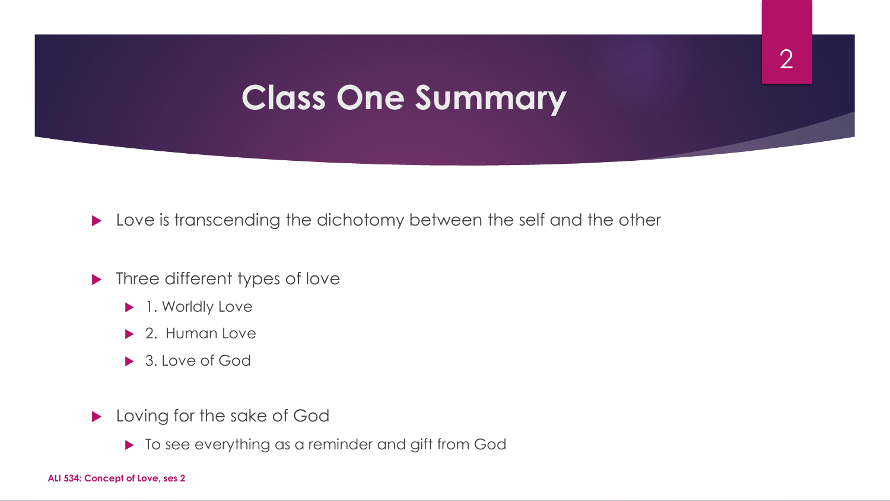# Class One Summary

- Love is transcending the dichotomy between the self and the other

- Three different types of love
  - 1. Worldly Love
  - 2. Human Love
  - 3. Love of God

- Loving for the sake of God
  - To see everything as a reminder and gift from God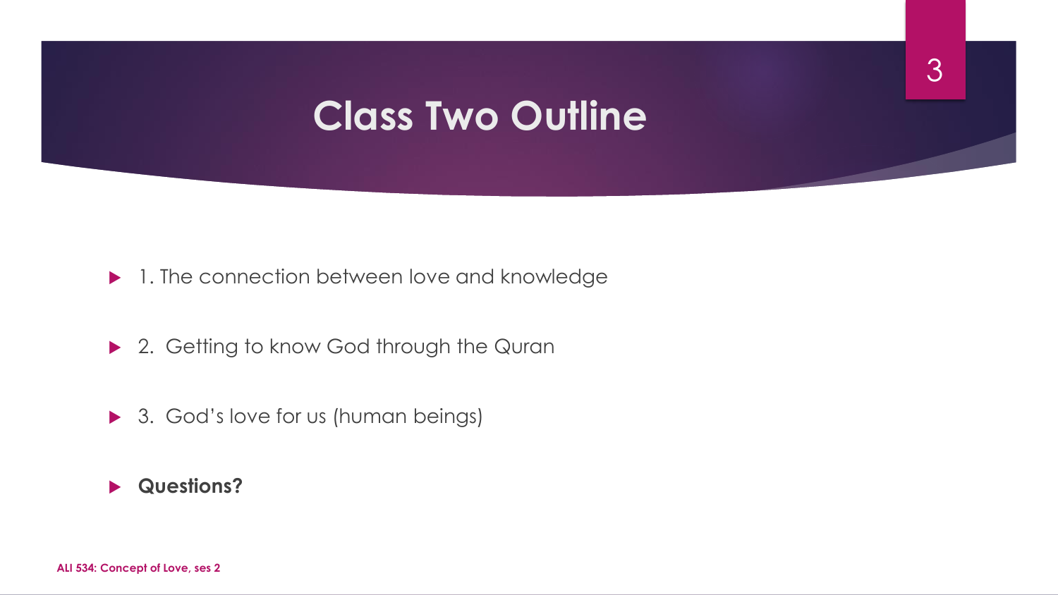# Class Two Outline

- 1. The connection between love and knowledge
- 2. Getting to know God through the Quran
- 3. God's love for us (human beings)
- **Questions?**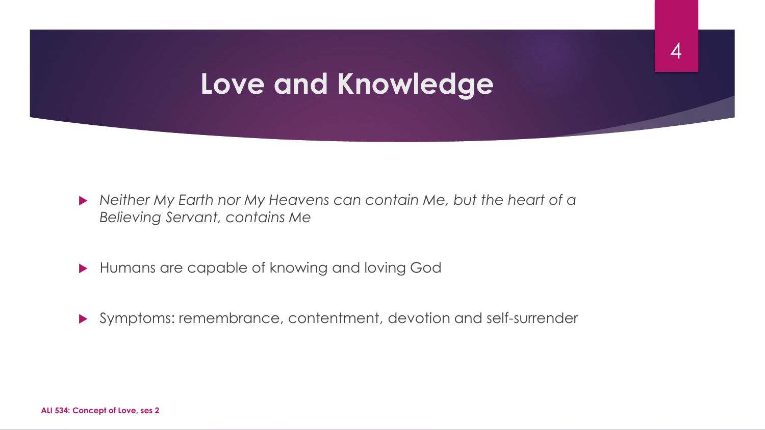# Love and Knowledge

- *Neither My Earth nor My Heavens can contain Me, but the heart of a Believing Servant, contains Me*
- Humans are capable of knowing and loving God
- Symptoms: remembrance, contentment, devotion and self-surrender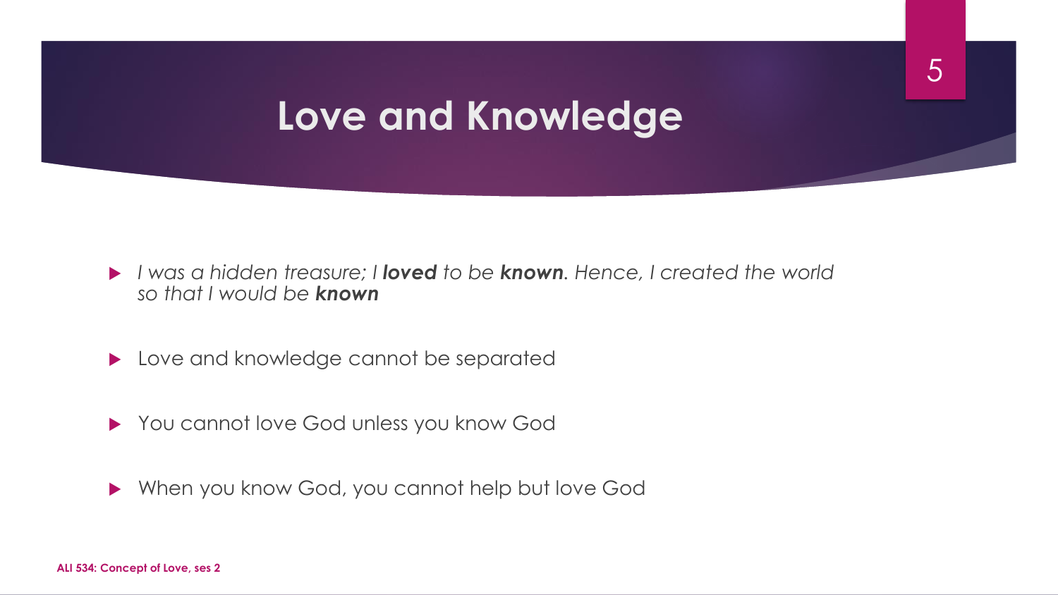# Love and Knowledge

- *I was a hidden treasure; I* ***loved*** *to be* ***known****. Hence, I created the world so that I would be* ***known***
- Love and knowledge cannot be separated
- You cannot love God unless you know God
- When you know God, you cannot help but love God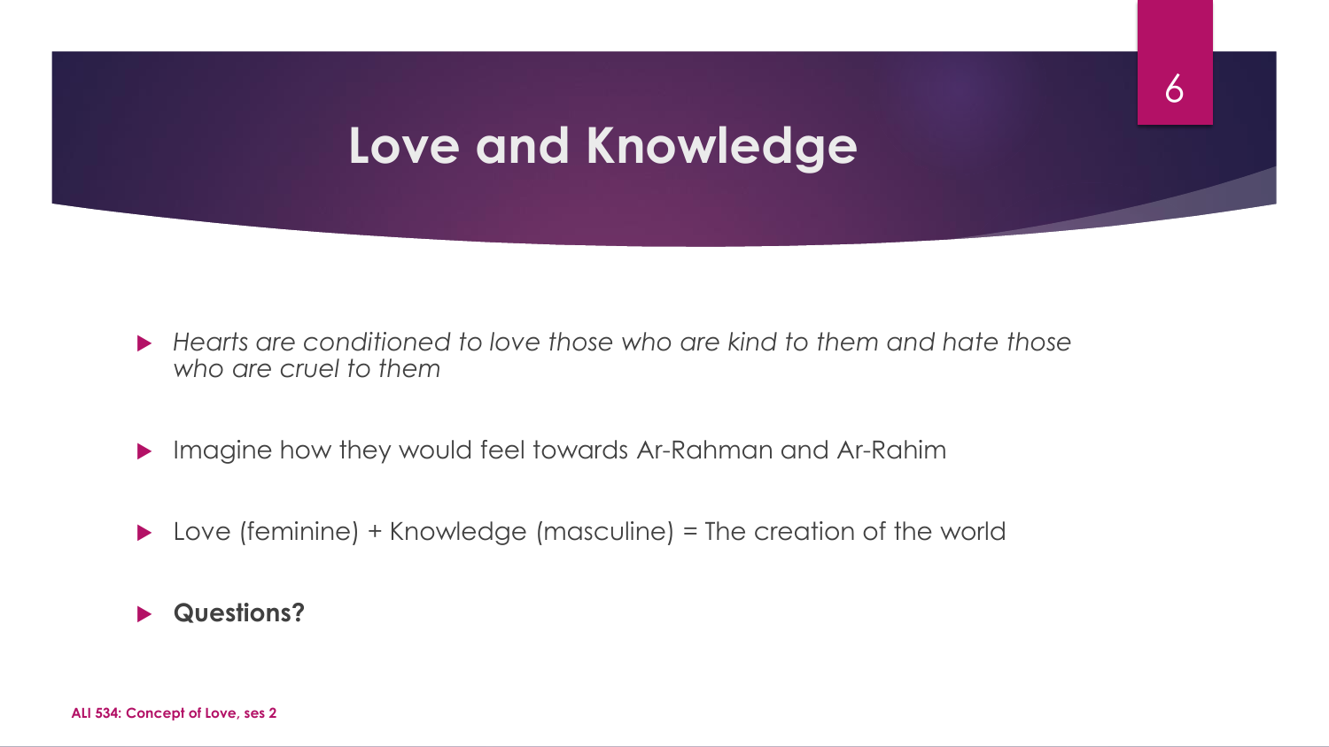# Love and Knowledge

- *Hearts are conditioned to love those who are kind to them and hate those who are cruel to them*
- Imagine how they would feel towards Ar-Rahman and Ar-Rahim
- Love (feminine) + Knowledge (masculine) = The creation of the world
- **Questions?**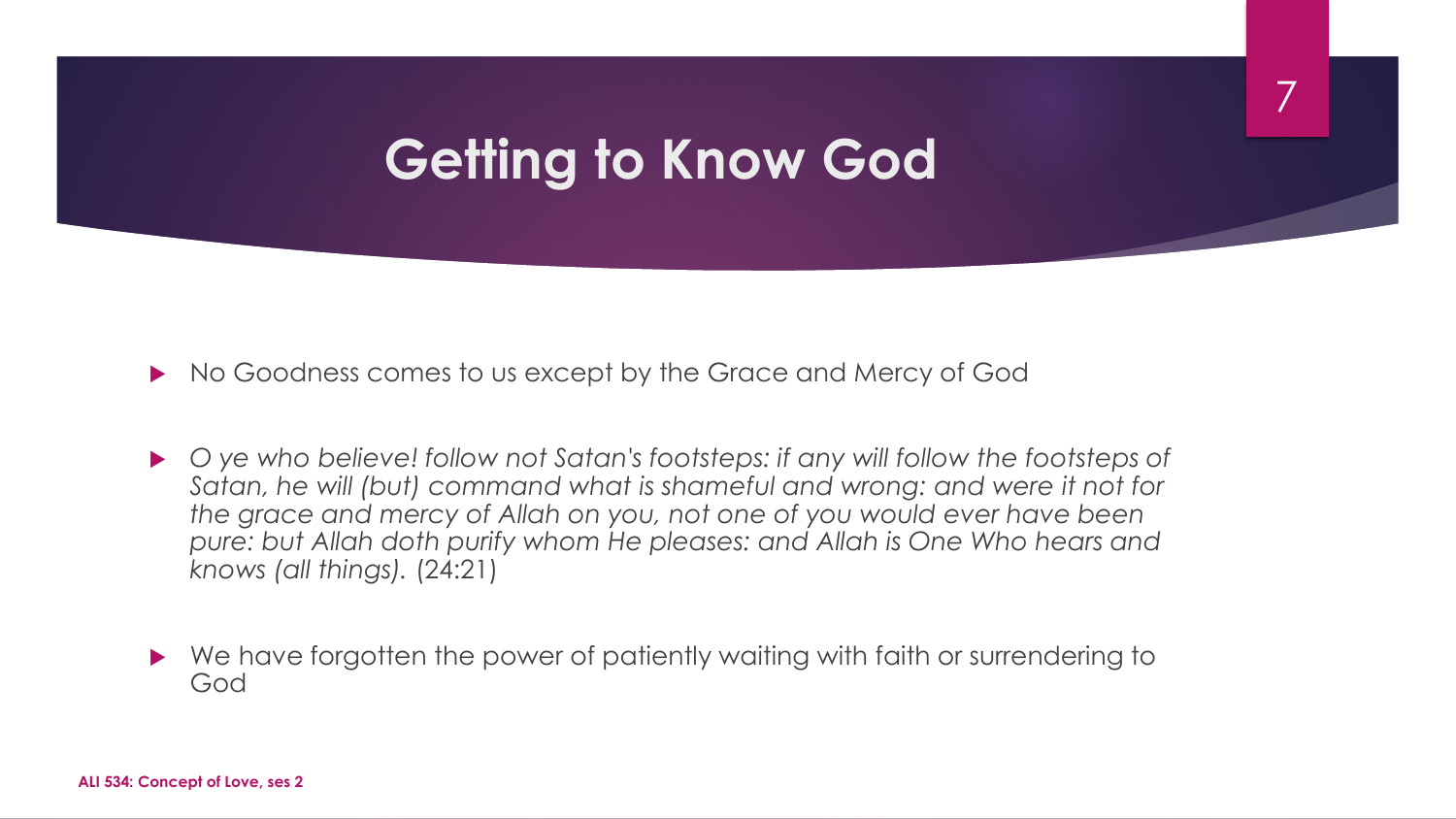# Getting to Know God

- No Goodness comes to us except by the Grace and Mercy of God

- *O ye who believe! follow not Satan's footsteps: if any will follow the footsteps of Satan, he will (but) command what is shameful and wrong: and were it not for the grace and mercy of Allah on you, not one of you would ever have been pure: but Allah doth purify whom He pleases: and Allah is One Who hears and knows (all things).* (24:21)

- We have forgotten the power of patiently waiting with faith or surrendering to God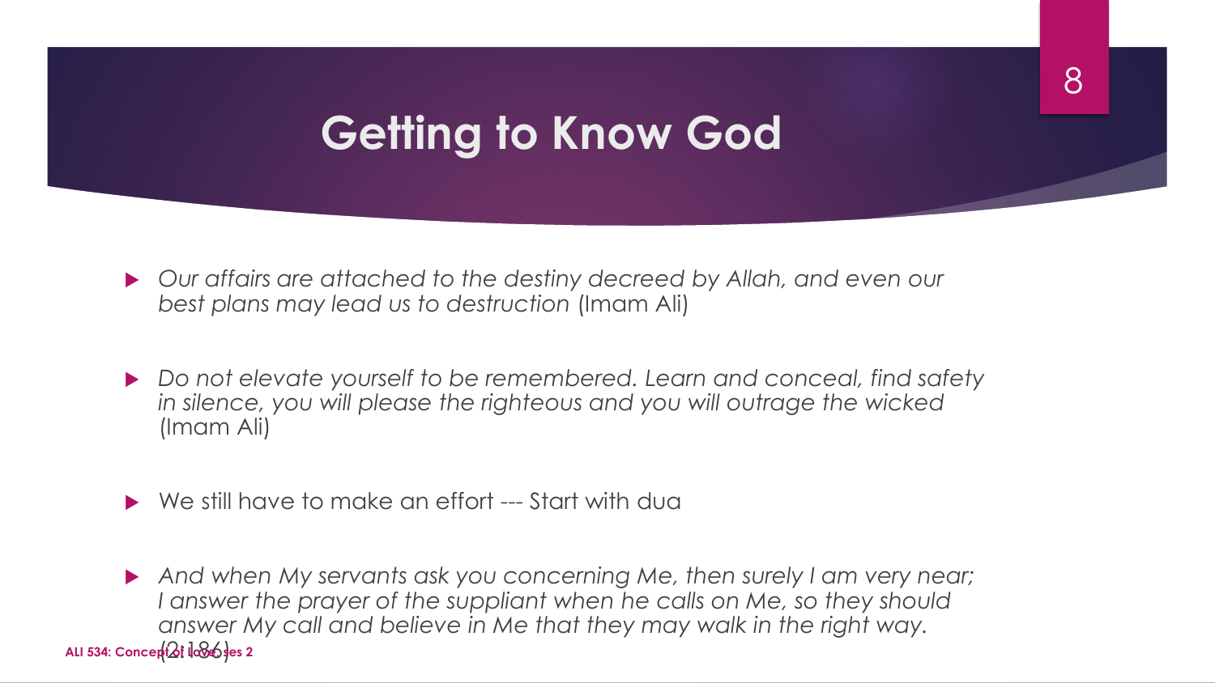# Getting to Know God

- *Our affairs are attached to the destiny decreed by Allah, and even our best plans may lead us to destruction* (Imam Ali)

- *Do not elevate yourself to be remembered. Learn and conceal, find safety in silence, you will please the righteous and you will outrage the wicked* (Imam Ali)

- We still have to make an effort --- Start with dua

- *And when My servants ask you concerning Me, then surely I am very near; I answer the prayer of the suppliant when he calls on Me, so they should answer My call and believe in Me that they may walk in the right way.* (2:186)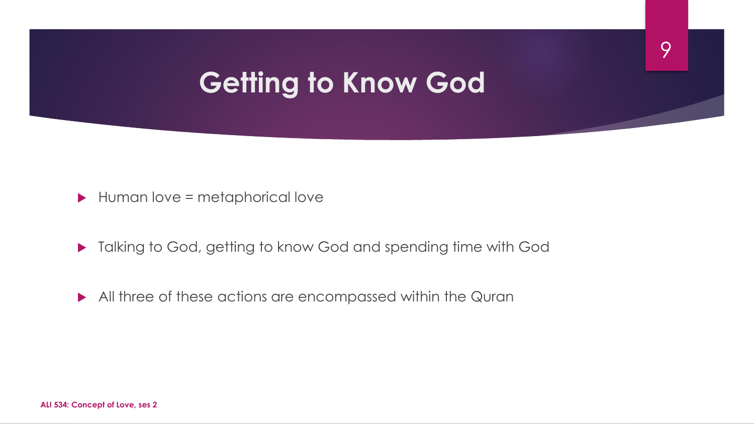# Getting to Know God

- Human love = metaphorical love
- Talking to God, getting to know God and spending time with God
- All three of these actions are encompassed within the Quran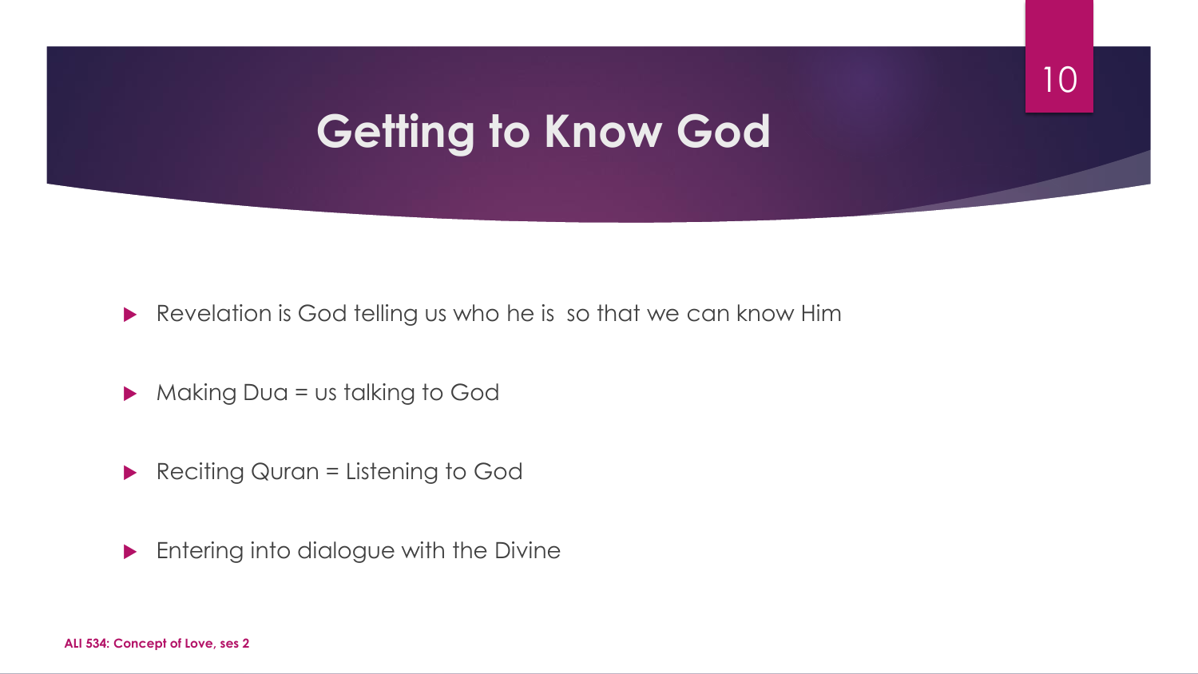# Getting to Know God

- Revelation is God telling us who he is  so that we can know Him
- Making Dua = us talking to God
- Reciting Quran = Listening to God
- Entering into dialogue with the Divine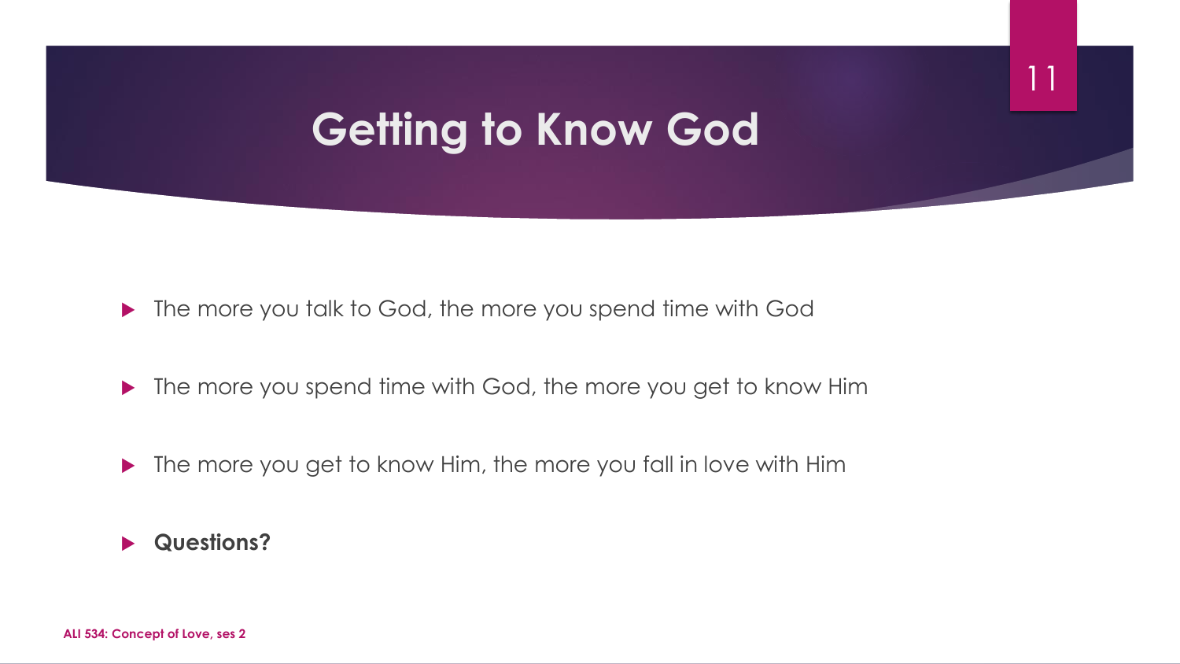# Getting to Know God

- The more you talk to God, the more you spend time with God
- The more you spend time with God, the more you get to know Him
- The more you get to know Him, the more you fall in love with Him
- **Questions?**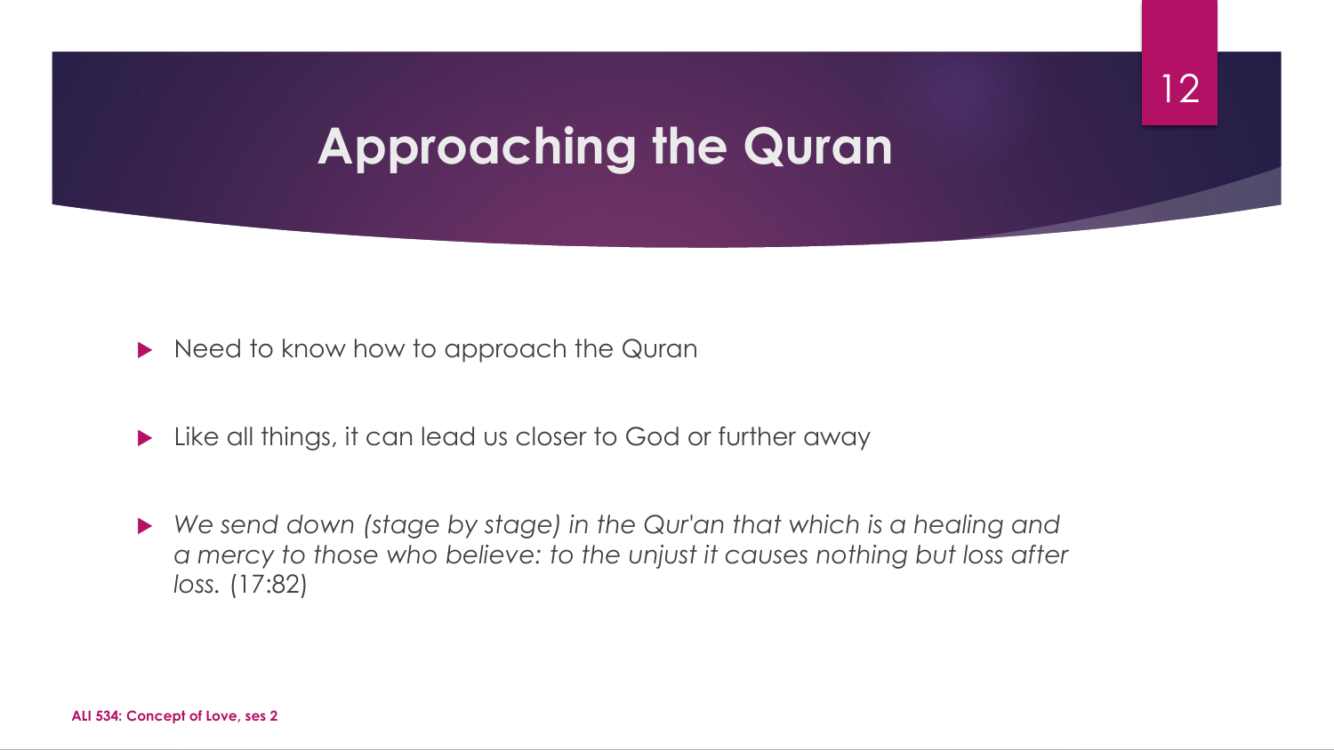# Approaching the Quran

- Need to know how to approach the Quran
- Like all things, it can lead us closer to God or further away
- *We send down (stage by stage) in the Qur'an that which is a healing and a mercy to those who believe: to the unjust it causes nothing but loss after loss.* (17:82)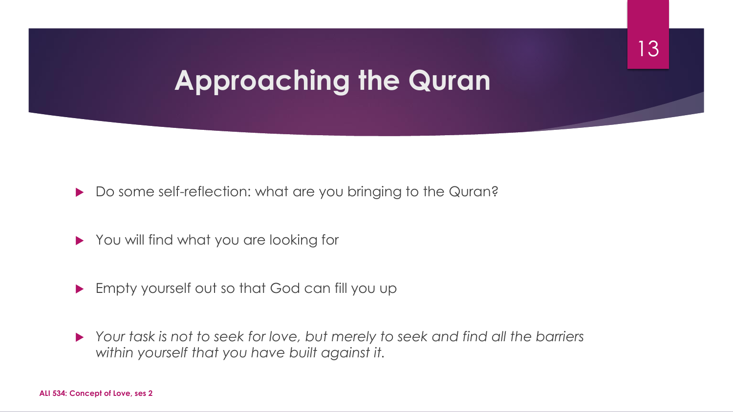# Approaching the Quran

- Do some self-reflection: what are you bringing to the Quran?
- You will find what you are looking for
- Empty yourself out so that God can fill you up
- *Your task is not to seek for love, but merely to seek and find all the barriers within yourself that you have built against it.*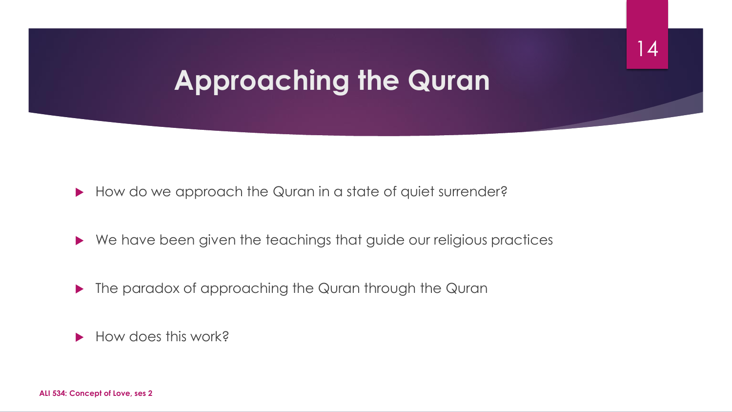# Approaching the Quran

- How do we approach the Quran in a state of quiet surrender?
- We have been given the teachings that guide our religious practices
- The paradox of approaching the Quran through the Quran
- How does this work?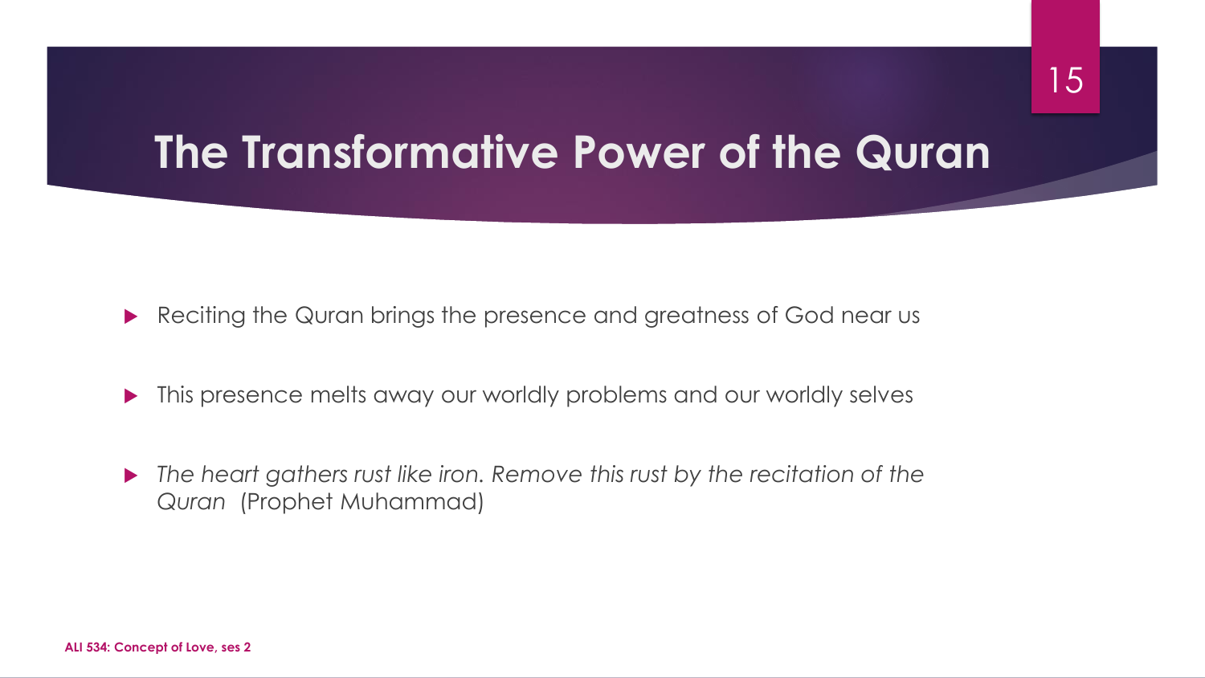# The Transformative Power of the Quran

- Reciting the Quran brings the presence and greatness of God near us
- This presence melts away our worldly problems and our worldly selves
- *The heart gathers rust like iron. Remove this rust by the recitation of the Quran* (Prophet Muhammad)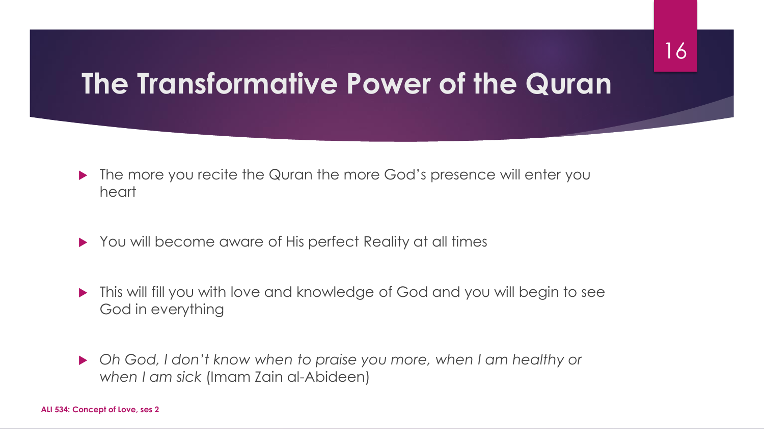# The Transformative Power of the Quran

- The more you recite the Quran the more God's presence will enter you heart

- You will become aware of His perfect Reality at all times

- This will fill you with love and knowledge of God and you will begin to see God in everything

- *Oh God, I don't know when to praise you more, when I am healthy or when I am sick* (Imam Zain al-Abideen)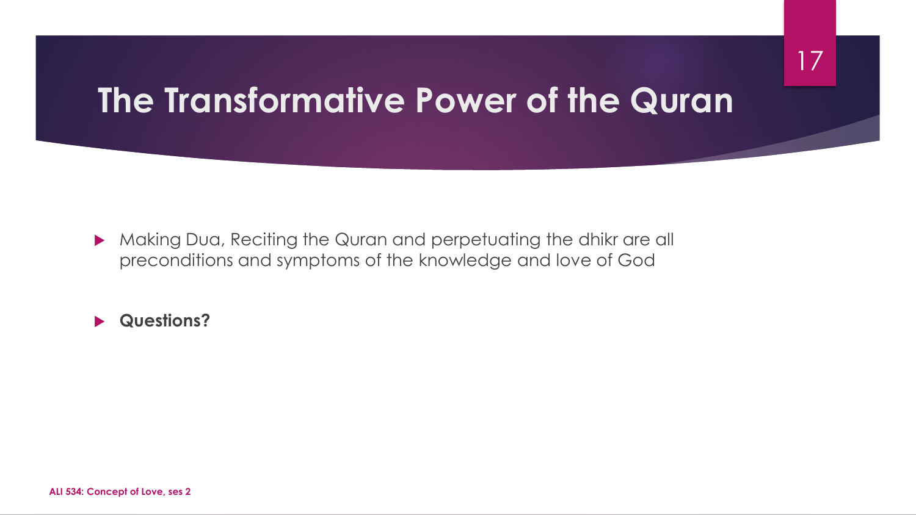# The Transformative Power of the Quran

- Making Dua, Reciting the Quran and perpetuating the dhikr are all preconditions and symptoms of the knowledge and love of God

- **Questions?**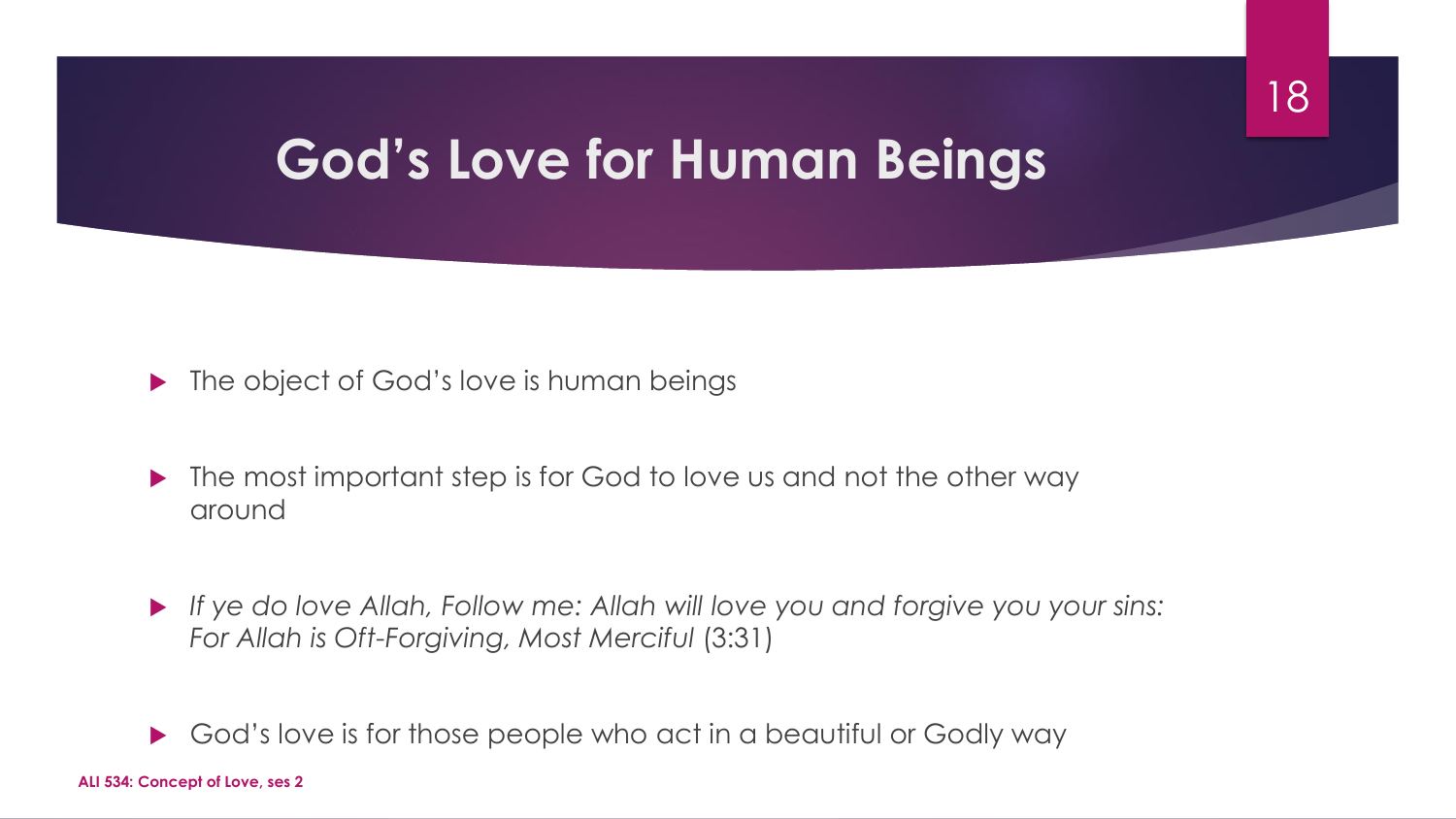# God's Love for Human Beings

- The object of God's love is human beings
- The most important step is for God to love us and not the other way around
- *If ye do love Allah, Follow me: Allah will love you and forgive you your sins: For Allah is Oft-Forgiving, Most Merciful* (3:31)
- God's love is for those people who act in a beautiful or Godly way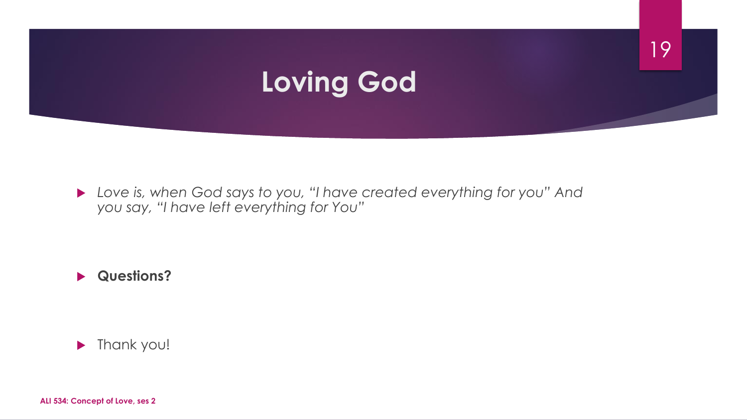# Loving God

- *Love is, when God says to you, "I have created everything for you" And you say, "I have left everything for You"*

- **Questions?**

- Thank you!